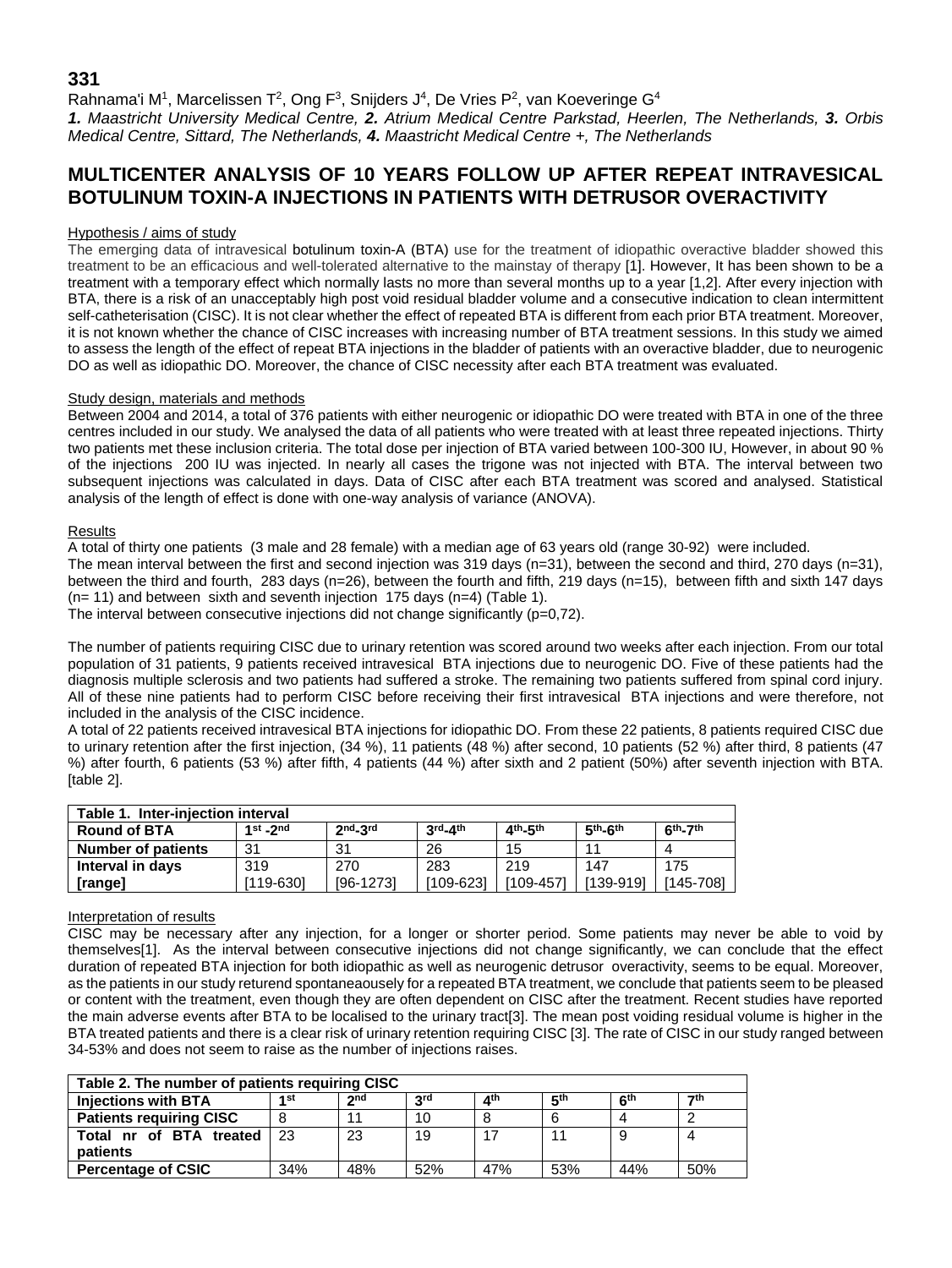**331**

Rahnama'i M[1], Marcelissen T[2], Ong F[3], Snijders J[4], De Vries P[2], van Koeveringe G[4]

*1. Maastricht University Medical Centre, 2. Atrium Medical Centre Parkstad, Heerlen, The Netherlands, 3. Orbis Medical Centre, Sittard, The Netherlands, 4. Maastricht Medical Centre +, The Netherlands*

# MULTICENTER ANALYSIS OF 10 YEARS FOLLOW UP AFTER REPEAT INTRAVESICAL BOTULINUM TOXIN-A INJECTIONS IN PATIENTS WITH DETRUSOR OVERACTIVITY

## Hypothesis / aims of study

The emerging data of intravesical botulinum toxin-A (BTA) use for the treatment of idiopathic overactive bladder showed this treatment to be an efficacious and well-tolerated alternative to the mainstay of therapy [1]. However, It has been shown to be a treatment with a temporary effect which normally lasts no more than several months up to a year [1,2]. After every injection with BTA, there is a risk of an unacceptably high post void residual bladder volume and a consecutive indication to clean intermittent self-catheterisation (CISC). It is not clear whether the effect of repeated BTA is different from each prior BTA treatment. Moreover, it is not known whether the chance of CISC increases with increasing number of BTA treatment sessions. In this study we aimed to assess the length of the effect of repeat BTA injections in the bladder of patients with an overactive bladder, due to neurogenic DO as well as idiopathic DO. Moreover, the chance of CISC necessity after each BTA treatment was evaluated.

## Study design, materials and methods

Between 2004 and 2014, a total of 376 patients with either neurogenic or idiopathic DO were treated with BTA in one of the three centres included in our study. We analysed the data of all patients who were treated with at least three repeated injections. Thirty two patients met these inclusion criteria. The total dose per injection of BTA varied between 100-300 IU, However, in about 90 % of the injections 200 IU was injected. In nearly all cases the trigone was not injected with BTA. The interval between two subsequent injections was calculated in days. Data of CISC after each BTA treatment was scored and analysed. Statistical analysis of the length of effect is done with one-way analysis of variance (ANOVA).

## Results

A total of thirty one patients (3 male and 28 female) with a median age of 63 years old (range 30-92) were included.

The mean interval between the first and second injection was 319 days (n=31), between the second and third, 270 days (n=31), between the third and fourth, 283 days (n=26), between the fourth and fifth, 219 days (n=15), between fifth and sixth 147 days (n= 11) and between sixth and seventh injection 175 days (n=4) (Table 1).

The interval between consecutive injections did not change significantly (p=0,72).

The number of patients requiring CISC due to urinary retention was scored around two weeks after each injection. From our total population of 31 patients, 9 patients received intravesical BTA injections due to neurogenic DO. Five of these patients had the diagnosis multiple sclerosis and two patients had suffered a stroke. The remaining two patients suffered from spinal cord injury. All of these nine patients had to perform CISC before receiving their first intravesical BTA injections and were therefore, not included in the analysis of the CISC incidence.

A total of 22 patients received intravesical BTA injections for idiopathic DO. From these 22 patients, 8 patients required CISC due to urinary retention after the first injection, (34 %), 11 patients (48 %) after second, 10 patients (52 %) after third, 8 patients (47 %) after fourth, 6 patients (53 %) after fifth, 4 patients (44 %) after sixth and 2 patient (50%) after seventh injection with BTA. [table 2].

| Table 1. Inter-injection interval | | | | | | |
|---|---|---|---|---|---|---|
| **Round of BTA** | **1st -2nd** | **2nd-3rd** | **3rd-4th** | **4th-5th** | **5th-6th** | **6th-7th** |
| **Number of patients** | 31 | 31 | 26 | 15 | 11 | 4 |
| **Interval in days [range]** | 319 [119-630] | 270 [96-1273] | 283 [109-623] | 219 [109-457] | 147 [139-919] | 175 [145-708] |

## Interpretation of results

CISC may be necessary after any injection, for a longer or shorter period. Some patients may never be able to void by themselves[1]. As the interval between consecutive injections did not change significantly, we can conclude that the effect duration of repeated BTA injection for both idiopathic as well as neurogenic detrusor overactivity, seems to be equal. Moreover, as the patients in our study returend spontaneaousely for a repeated BTA treatment, we conclude that patients seem to be pleased or content with the treatment, even though they are often dependent on CISC after the treatment. Recent studies have reported the main adverse events after BTA to be localised to the urinary tract[3]. The mean post voiding residual volume is higher in the BTA treated patients and there is a clear risk of urinary retention requiring CISC [3]. The rate of CISC in our study ranged between 34-53% and does not seem to raise as the number of injections raises.

| Table 2. The number of patients requiring CISC | | | | | | | |
|---|---|---|---|---|---|---|---|
| **Injections with BTA** | **1st** | **2nd** | **3rd** | **4th** | **5th** | **6th** | **7th** |
| **Patients requiring CISC** | 8 | 11 | 10 | 8 | 6 | 4 | 2 |
| **Total nr of BTA treated patients** | 23 | 23 | 19 | 17 | 11 | 9 | 4 |
| **Percentage of CSIC** | 34% | 48% | 52% | 47% | 53% | 44% | 50% |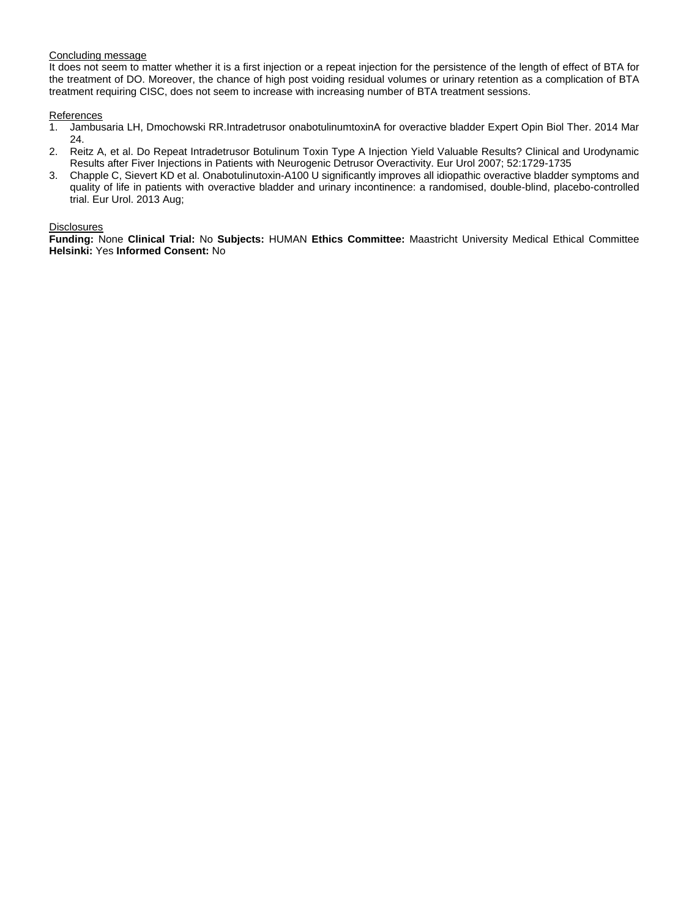## Concluding message

It does not seem to matter whether it is a first injection or a repeat injection for the persistence of the length of effect of BTA for the treatment of DO. Moreover, the chance of high post voiding residual volumes or urinary retention as a complication of BTA treatment requiring CISC, does not seem to increase with increasing number of BTA treatment sessions.

## References

1. Jambusaria LH, Dmochowski RR.Intradetrusor onabotulinumtoxinA for overactive bladder Expert Opin Biol Ther. 2014 Mar 24.
2. Reitz A, et al. Do Repeat Intradetrusor Botulinum Toxin Type A Injection Yield Valuable Results? Clinical and Urodynamic Results after Fiver Injections in Patients with Neurogenic Detrusor Overactivity. Eur Urol 2007; 52:1729-1735
3. Chapple C, Sievert KD et al. Onabotulinutoxin-A100 U significantly improves all idiopathic overactive bladder symptoms and quality of life in patients with overactive bladder and urinary incontinence: a randomised, double-blind, placebo-controlled trial. Eur Urol. 2013 Aug;

## Disclosures

**Funding:** None **Clinical Trial:** No **Subjects:** HUMAN **Ethics Committee:** Maastricht University Medical Ethical Committee **Helsinki:** Yes **Informed Consent:** No